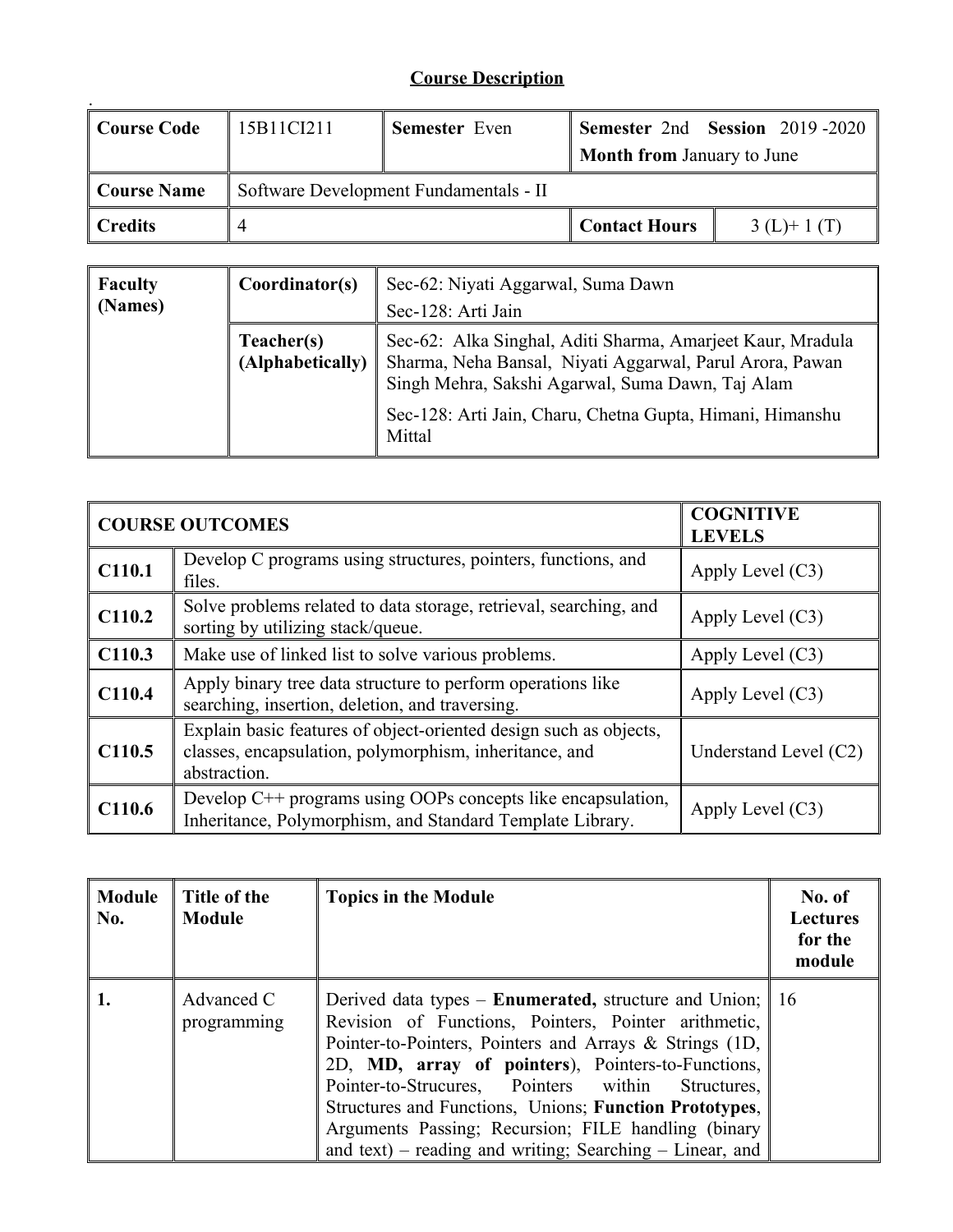## Course Description

| Course Code | 15B11CI211 | Semester Even | Semester 2nd Session 2019 -2020<br>Month from January to June | |
|---|---|---|---|---|
| Course Name | Software Development Fundamentals - II | | | |
| Credits | 4 | | Contact Hours | 3 (L)+ 1 (T) |

| Faculty (Names) | Coordinator(s) | Sec-62: Niyati Aggarwal, Suma Dawn<br>Sec-128: Arti Jain |
|---|---|---|
| | Teacher(s) (Alphabetically) | Sec-62: Alka Singhal, Aditi Sharma, Amarjeet Kaur, Mradula Sharma, Neha Bansal, Niyati Aggarwal, Parul Arora, Pawan Singh Mehra, Sakshi Agarwal, Suma Dawn, Taj Alam<br>Sec-128: Arti Jain, Charu, Chetna Gupta, Himani, Himanshu Mittal |

| COURSE OUTCOMES | | COGNITIVE LEVELS |
|---|---|---|
| C110.1 | Develop C programs using structures, pointers, functions, and files. | Apply Level (C3) |
| C110.2 | Solve problems related to data storage, retrieval, searching, and sorting by utilizing stack/queue. | Apply Level (C3) |
| C110.3 | Make use of linked list to solve various problems. | Apply Level (C3) |
| C110.4 | Apply binary tree data structure to perform operations like searching, insertion, deletion, and traversing. | Apply Level (C3) |
| C110.5 | Explain basic features of object-oriented design such as objects, classes, encapsulation, polymorphism, inheritance, and abstraction. | Understand Level (C2) |
| C110.6 | Develop C++ programs using OOPs concepts like encapsulation, Inheritance, Polymorphism, and Standard Template Library. | Apply Level (C3) |

| Module No. | Title of the Module | Topics in the Module | No. of Lectures for the module |
|---|---|---|---|
| 1. | Advanced C programming | Derived data types – **Enumerated,** structure and Union; Revision of Functions, Pointers, Pointer arithmetic, Pointer-to-Pointers, Pointers and Arrays & Strings (1D, 2D, **MD, array of pointers**), Pointers-to-Functions, Pointer-to-Strucures, Pointers within Structures, Structures and Functions, Unions; **Function Prototypes**, Arguments Passing; Recursion; FILE handling (binary and text) – reading and writing; Searching – Linear, and | 16 |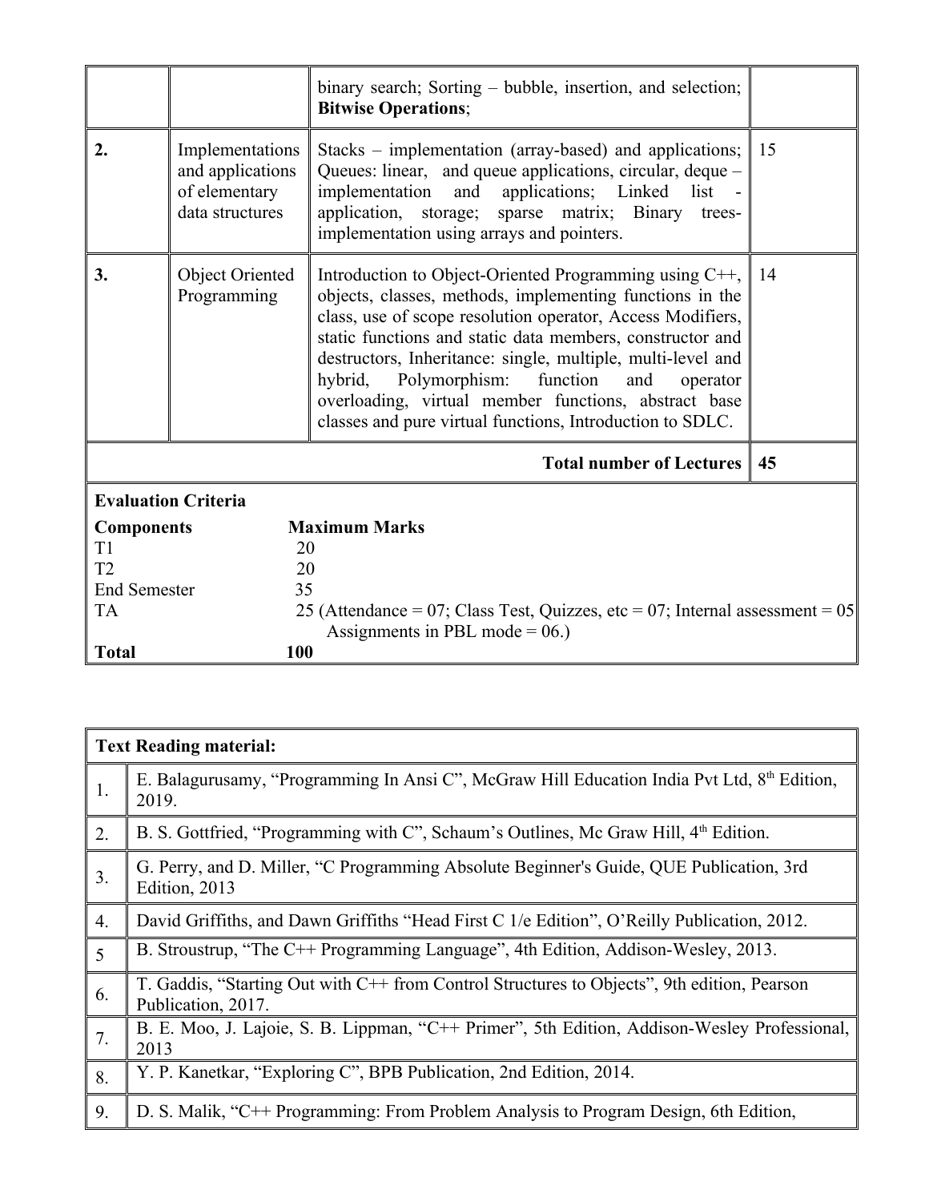| | | | |
|---|---|---|---|
| | | binary search; Sorting – bubble, insertion, and selection; **Bitwise Operations**; | |
| **2.** | Implementations and applications of elementary data structures | Stacks – implementation (array-based) and applications; Queues: linear, and queue applications, circular, deque – implementation and applications; Linked list - application, storage; sparse matrix; Binary trees- implementation using arrays and pointers. | 15 |
| **3.** | Object Oriented Programming | Introduction to Object-Oriented Programming using C++, objects, classes, methods, implementing functions in the class, use of scope resolution operator, Access Modifiers, static functions and static data members, constructor and destructors, Inheritance: single, multiple, multi-level and hybrid, Polymorphism: function and operator overloading, virtual member functions, abstract base classes and pure virtual functions, Introduction to SDLC. | 14 |
| | | **Total number of Lectures** | **45** |

**Evaluation Criteria**

| **Components** | **Maximum Marks** |
|---|---|
| T1 | 20 |
| T2 | 20 |
| End Semester | 35 |
| TA | 25 (Attendance = 07; Class Test, Quizzes, etc = 07; Internal assessment = 05 Assignments in PBL mode = 06.) |
| **Total** | **100** |

| **Text Reading material:** | |
|---|---|
| 1. | E. Balagurusamy, "Programming In Ansi C", McGraw Hill Education India Pvt Ltd, 8th Edition, 2019. |
| 2. | B. S. Gottfried, "Programming with C", Schaum's Outlines, Mc Graw Hill, 4th Edition. |
| 3. | G. Perry, and D. Miller, "C Programming Absolute Beginner's Guide, QUE Publication, 3rd Edition, 2013 |
| 4. | David Griffiths, and Dawn Griffiths "Head First C 1/e Edition", O'Reilly Publication, 2012. |
| 5 | B. Stroustrup, "The C++ Programming Language", 4th Edition, Addison-Wesley, 2013. |
| 6. | T. Gaddis, "Starting Out with C++ from Control Structures to Objects", 9th edition, Pearson Publication, 2017. |
| 7. | B. E. Moo, J. Lajoie, S. B. Lippman, "C++ Primer", 5th Edition, Addison-Wesley Professional, 2013 |
| 8. | Y. P. Kanetkar, "Exploring C", BPB Publication, 2nd Edition, 2014. |
| 9. | D. S. Malik, "C++ Programming: From Problem Analysis to Program Design, 6th Edition, |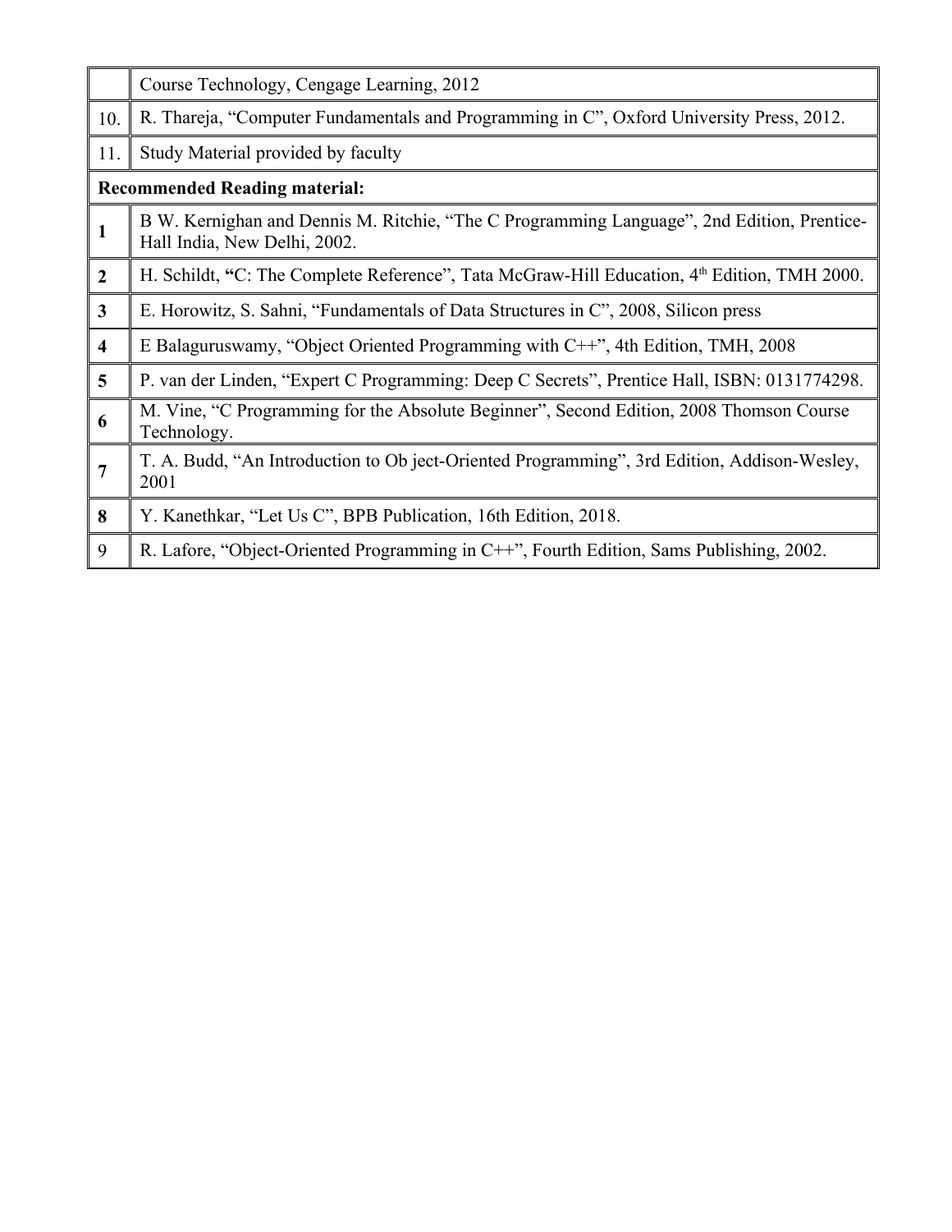|  |  |
|---|---|
|  | Course Technology, Cengage Learning, 2012 |
| 10. | R. Thareja, "Computer Fundamentals and Programming in C", Oxford University Press, 2012. |
| 11. | Study Material provided by faculty |
| **Recommended Reading material:** | |
| **1** | B W. Kernighan and Dennis M. Ritchie, "The C Programming Language", 2nd Edition, Prentice-Hall India, New Delhi, 2002. |
| **2** | H. Schildt, **"**C: The Complete Reference", Tata McGraw-Hill Education, 4th Edition, TMH 2000. |
| **3** | E. Horowitz, S. Sahni, "Fundamentals of Data Structures in C", 2008, Silicon press |
| **4** | E Balaguruswamy, "Object Oriented Programming with C++", 4th Edition, TMH, 2008 |
| **5** | P. van der Linden, "Expert C Programming: Deep C Secrets", Prentice Hall, ISBN: 0131774298. |
| **6** | M. Vine, "C Programming for the Absolute Beginner", Second Edition, 2008 Thomson Course Technology. |
| **7** | T. A. Budd, "An Introduction to Ob ject-Oriented Programming", 3rd Edition, Addison-Wesley, 2001 |
| **8** | Y. Kanethkar, "Let Us C", BPB Publication, 16th Edition, 2018. |
| 9 | R. Lafore, "Object-Oriented Programming in C++", Fourth Edition, Sams Publishing, 2002. |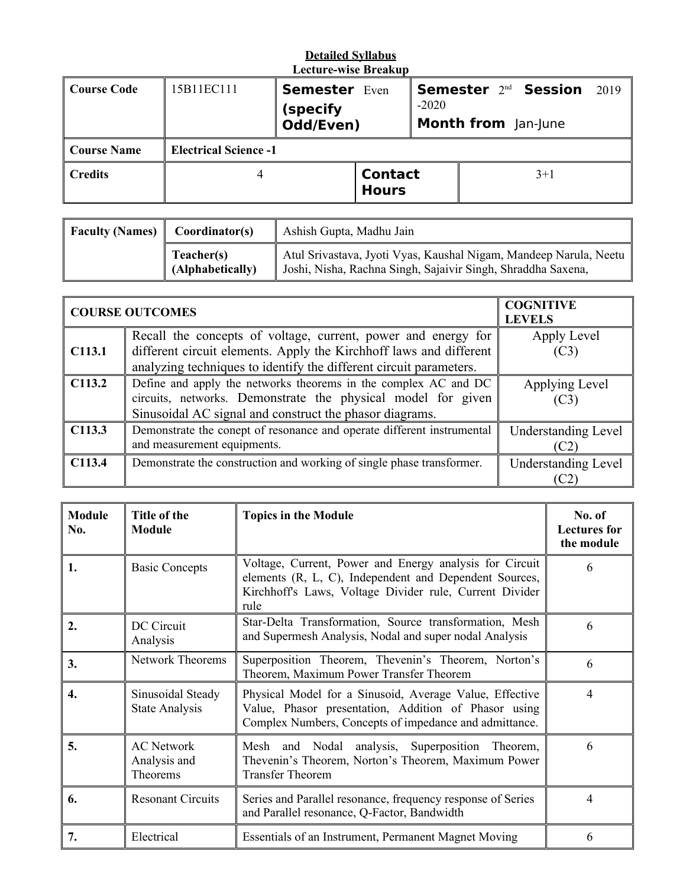**Detailed Syllabus**
**Lecture-wise Breakup**

| **Course Code** | 15B11EC111 | **Semester** Even (specify Odd/Even) | **Semester** 2nd **Session** 2019 -2020 **Month from** Jan-June |
|---|---|---|---|
| **Course Name** | **Electrical Science -1** | | |
| **Credits** | 4 | **Contact Hours** | 3+1 |

| **Faculty (Names)** | **Coordinator(s)** | Ashish Gupta, Madhu Jain |
|---|---|---|
| | **Teacher(s) (Alphabetically)** | Atul Srivastava, Jyoti Vyas, Kaushal Nigam, Mandeep Narula, Neetu Joshi, Nisha, Rachna Singh, Sajaivir Singh, Shraddha Saxena, |

| **COURSE OUTCOMES** | | **COGNITIVE LEVELS** |
|---|---|---|
| **C113.1** | Recall the concepts of voltage, current, power and energy for different circuit elements. Apply the Kirchhoff laws and different analyzing techniques to identify the different circuit parameters. | Apply Level (C3) |
| **C113.2** | Define and apply the networks theorems in the complex AC and DC circuits, networks. Demonstrate the physical model for given Sinusoidal AC signal and construct the phasor diagrams. | Applying Level (C3) |
| **C113.3** | Demonstrate the conept of resonance and operate different instrumental and measurement equipments. | Understanding Level (C2) |
| **C113.4** | Demonstrate the construction and working of single phase transformer. | Understanding Level (C2) |

| **Module No.** | **Title of the Module** | **Topics in the Module** | **No. of Lectures for the module** |
|---|---|---|---|
| **1.** | Basic Concepts | Voltage, Current, Power and Energy analysis for Circuit elements (R, L, C), Independent and Dependent Sources, Kirchhoff's Laws, Voltage Divider rule, Current Divider rule | 6 |
| **2.** | DC Circuit Analysis | Star-Delta Transformation, Source transformation, Mesh and Supermesh Analysis, Nodal and super nodal Analysis | 6 |
| **3.** | Network Theorems | Superposition Theorem, Thevenin's Theorem, Norton's Theorem, Maximum Power Transfer Theorem | 6 |
| **4.** | Sinusoidal Steady State Analysis | Physical Model for a Sinusoid, Average Value, Effective Value, Phasor presentation, Addition of Phasor using Complex Numbers, Concepts of impedance and admittance. | 4 |
| **5.** | AC Network Analysis and Theorems | Mesh and Nodal analysis, Superposition Theorem, Thevenin's Theorem, Norton's Theorem, Maximum Power Transfer Theorem | 6 |
| **6.** | Resonant Circuits | Series and Parallel resonance, frequency response of Series and Parallel resonance, Q-Factor, Bandwidth | 4 |
| **7.** | Electrical | Essentials of an Instrument, Permanent Magnet Moving | 6 |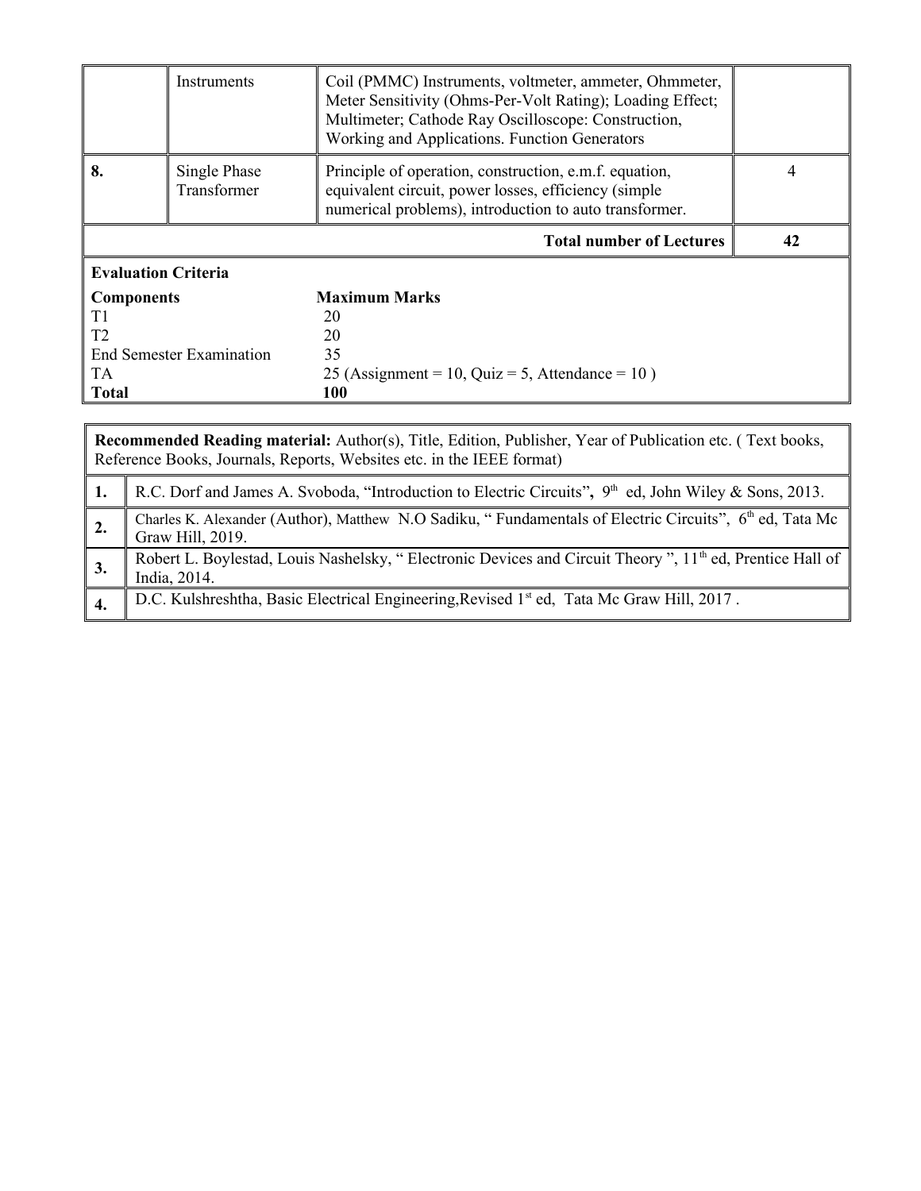| | | | |
|---|---|---|---|
| | Instruments | Coil (PMMC) Instruments, voltmeter, ammeter, Ohmmeter, Meter Sensitivity (Ohms-Per-Volt Rating); Loading Effect; Multimeter; Cathode Ray Oscilloscope: Construction, Working and Applications. Function Generators | |
| **8.** | Single Phase Transformer | Principle of operation, construction, e.m.f. equation, equivalent circuit, power losses, efficiency (simple numerical problems), introduction to auto transformer. | 4 |
| | | **Total number of Lectures** | **42** |

**Evaluation Criteria**

| **Components** | **Maximum Marks** |
|---|---|
| T1 | 20 |
| T2 | 20 |
| End Semester Examination | 35 |
| TA | 25 (Assignment = 10, Quiz = 5, Attendance = 10 ) |
| **Total** | **100** |

| **Recommended Reading material:** Author(s), Title, Edition, Publisher, Year of Publication etc. ( Text books, Reference Books, Journals, Reports, Websites etc. in the IEEE format) | |
|---|---|
| **1.** | R.C. Dorf and James A. Svoboda, "Introduction to Electric Circuits", 9th ed, John Wiley & Sons, 2013. |
| **2.** | Charles K. Alexander (Author), Matthew N.O Sadiku, " Fundamentals of Electric Circuits", 6th ed, Tata Mc Graw Hill, 2019. |
| **3.** | Robert L. Boylestad, Louis Nashelsky, " Electronic Devices and Circuit Theory ", 11th ed, Prentice Hall of India, 2014. |
| **4.** | D.C. Kulshreshtha, Basic Electrical Engineering,Revised 1st ed, Tata Mc Graw Hill, 2017 . |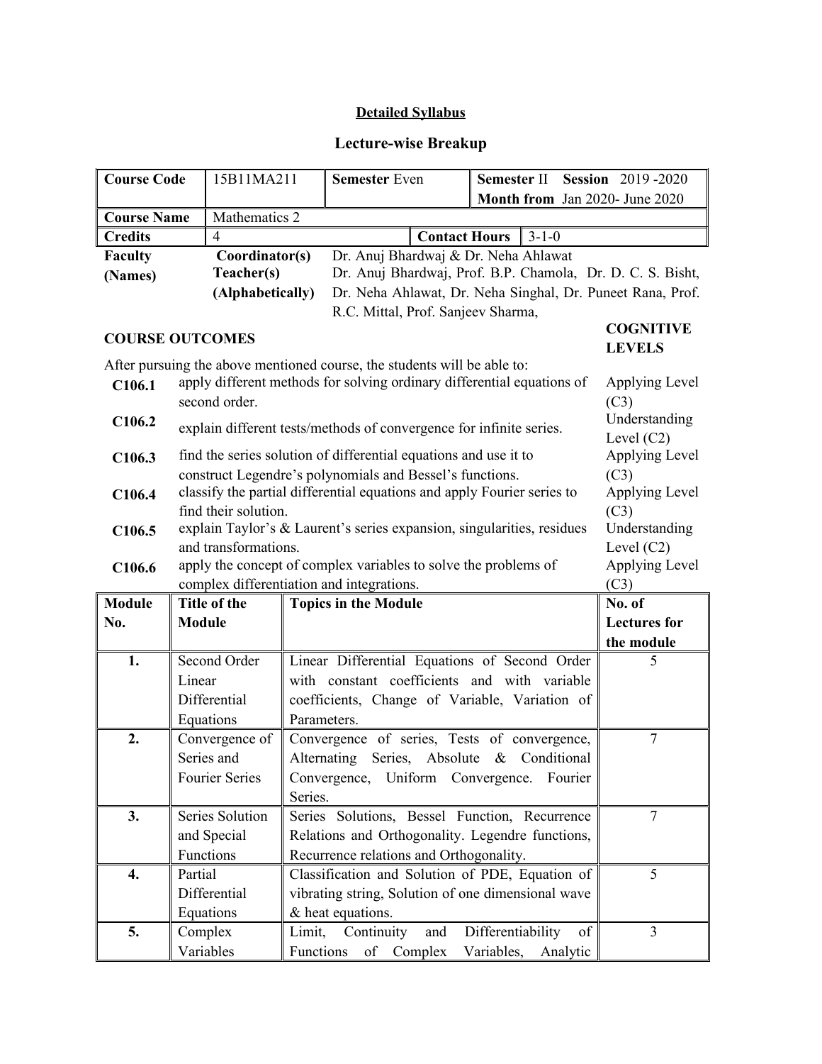**Detailed Syllabus**

## Lecture-wise Breakup

| Course Code | 15B11MA211 | Semester Even | Semester II Session 2019 -2020 Month from Jan 2020- June 2020 |
|---|---|---|---|
| Course Name | Mathematics 2 | | |
| Credits | 4 | Contact Hours | 3-1-0 |

| Faculty (Names) | Coordinator(s) | Dr. Anuj Bhardwaj & Dr. Neha Ahlawat |
|---|---|---|
| | Teacher(s) (Alphabetically) | Dr. Anuj Bhardwaj, Prof. B.P. Chamola, Dr. D. C. S. Bisht, Dr. Neha Ahlawat, Dr. Neha Singhal, Dr. Puneet Rana, Prof. R.C. Mittal, Prof. Sanjeev Sharma, |

**COURSE OUTCOMES** | **COGNITIVE LEVELS**

After pursuing the above mentioned course, the students will be able to:

| | | |
|---|---|---|
| **C106.1** | apply different methods for solving ordinary differential equations of second order. | Applying Level (C3) |
| **C106.2** | explain different tests/methods of convergence for infinite series. | Understanding Level (C2) |
| **C106.3** | find the series solution of differential equations and use it to construct Legendre's polynomials and Bessel's functions. | Applying Level (C3) |
| **C106.4** | classify the partial differential equations and apply Fourier series to find their solution. | Applying Level (C3) |
| **C106.5** | explain Taylor's & Laurent's series expansion, singularities, residues and transformations. | Understanding Level (C2) |
| **C106.6** | apply the concept of complex variables to solve the problems of complex differentiation and integrations. | Applying Level (C3) |

| Module No. | Title of the Module | Topics in the Module | No. of Lectures for the module |
|---|---|---|---|
| 1. | Second Order Linear Differential Equations | Linear Differential Equations of Second Order with constant coefficients and with variable coefficients, Change of Variable, Variation of Parameters. | 5 |
| 2. | Convergence of Series and Fourier Series | Convergence of series, Tests of convergence, Alternating Series, Absolute & Conditional Convergence, Uniform Convergence. Fourier Series. | 7 |
| 3. | Series Solution and Special Functions | Series Solutions, Bessel Function, Recurrence Relations and Orthogonality. Legendre functions, Recurrence relations and Orthogonality. | 7 |
| 4. | Partial Differential Equations | Classification and Solution of PDE, Equation of vibrating string, Solution of one dimensional wave & heat equations. | 5 |
| 5. | Complex Variables | Limit, Continuity and Differentiability of Functions of Complex Variables, Analytic | 3 |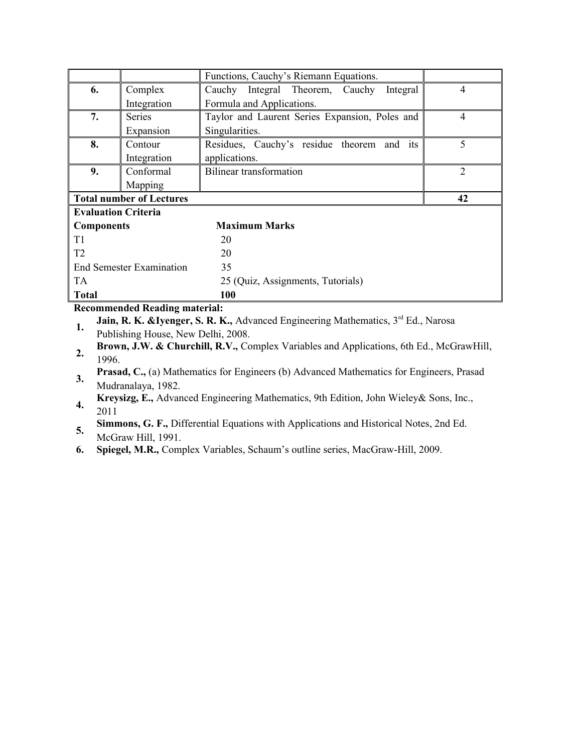|  |  | Functions, Cauchy's Riemann Equations. |  |
|---|---|---|---|
| **6.** | Complex Integration | Cauchy Integral Theorem, Cauchy Integral Formula and Applications. | 4 |
| **7.** | Series Expansion | Taylor and Laurent Series Expansion, Poles and Singularities. | 4 |
| **8.** | Contour Integration | Residues, Cauchy's residue theorem and its applications. | 5 |
| **9.** | Conformal Mapping | Bilinear transformation | 2 |
| **Total number of Lectures** |  |  | **42** |

**Evaluation Criteria**

| **Components** | **Maximum Marks** |
|---|---|
| T1 | 20 |
| T2 | 20 |
| End Semester Examination | 35 |
| TA | 25 (Quiz, Assignments, Tutorials) |
| **Total** | **100** |

**Recommended Reading material:**

1. **Jain, R. K. &Iyenger, S. R. K.,** Advanced Engineering Mathematics, 3rd Ed., Narosa Publishing House, New Delhi, 2008.
2. **Brown, J.W. & Churchill, R.V.,** Complex Variables and Applications, 6th Ed., McGrawHill, 1996.
3. **Prasad, C.,** (a) Mathematics for Engineers (b) Advanced Mathematics for Engineers, Prasad Mudranalaya, 1982.
4. **Kreysizg, E.,** Advanced Engineering Mathematics, 9th Edition, John Wieley& Sons, Inc., 2011
5. **Simmons, G. F.,** Differential Equations with Applications and Historical Notes, 2nd Ed. McGraw Hill, 1991.
6. **Spiegel, M.R.,** Complex Variables, Schaum's outline series, MacGraw-Hill, 2009.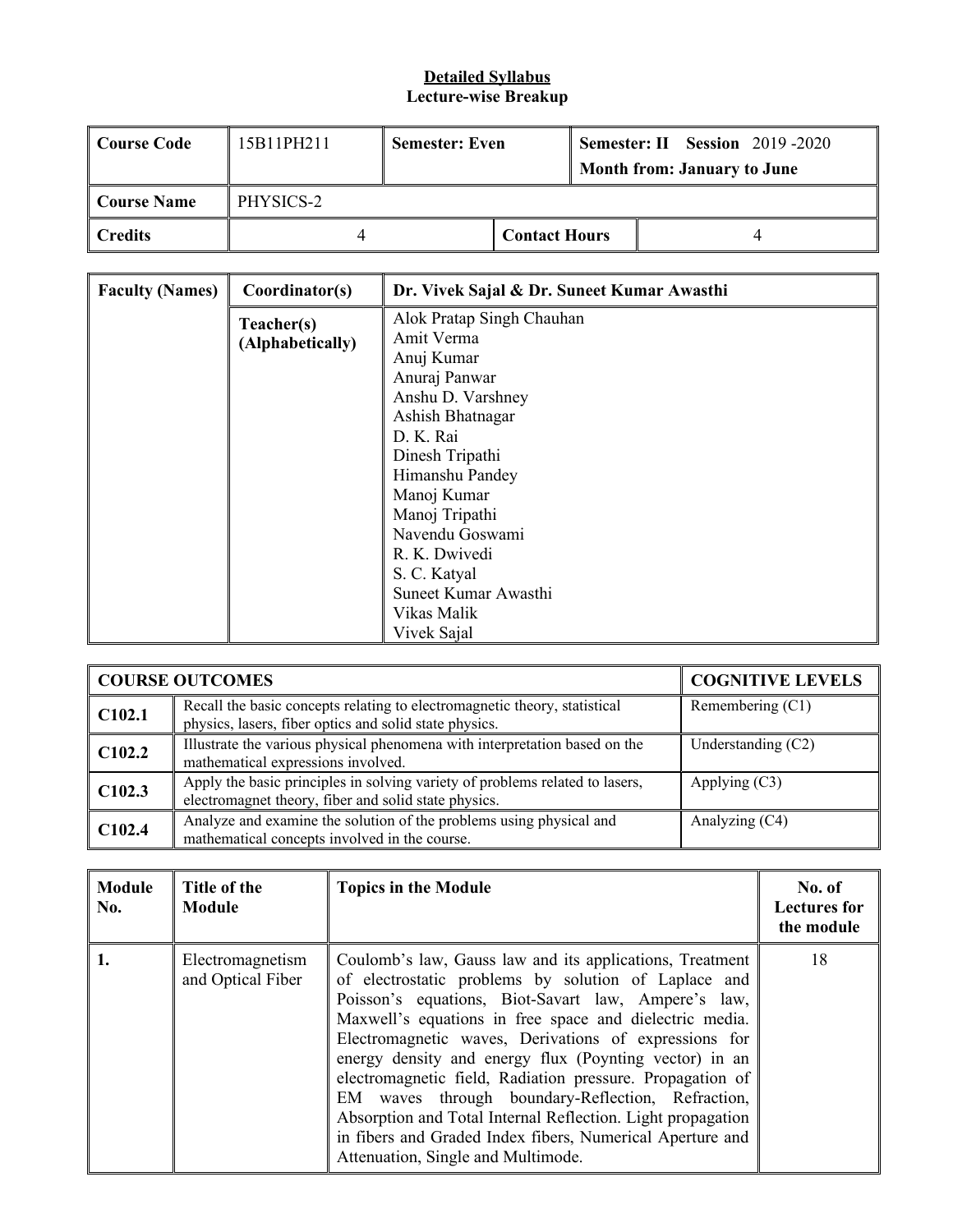**Detailed Syllabus**
**Lecture-wise Breakup**

| **Course Code** | 15B11PH211 | **Semester: Even** | | **Semester: II Session** 2019 -2020 **Month from: January to June** |
|---|---|---|---|---|
| **Course Name** | PHYSICS-2 | | | |
| **Credits** | 4 | | **Contact Hours** | 4 |

| **Faculty (Names)** | **Coordinator(s)** | **Dr. Vivek Sajal & Dr. Suneet Kumar Awasthi** |
|---|---|---|
| | **Teacher(s) (Alphabetically)** | Alok Pratap Singh Chauhan<br>Amit Verma<br>Anuj Kumar<br>Anuraj Panwar<br>Anshu D. Varshney<br>Ashish Bhatnagar<br>D. K. Rai<br>Dinesh Tripathi<br>Himanshu Pandey<br>Manoj Kumar<br>Manoj Tripathi<br>Navendu Goswami<br>R. K. Dwivedi<br>S. C. Katyal<br>Suneet Kumar Awasthi<br>Vikas Malik<br>Vivek Sajal |

| **COURSE OUTCOMES** | | **COGNITIVE LEVELS** |
|---|---|---|
| **C102.1** | Recall the basic concepts relating to electromagnetic theory, statistical physics, lasers, fiber optics and solid state physics. | Remembering (C1) |
| **C102.2** | Illustrate the various physical phenomena with interpretation based on the mathematical expressions involved. | Understanding (C2) |
| **C102.3** | Apply the basic principles in solving variety of problems related to lasers, electromagnet theory, fiber and solid state physics. | Applying (C3) |
| **C102.4** | Analyze and examine the solution of the problems using physical and mathematical concepts involved in the course. | Analyzing (C4) |

| **Module No.** | **Title of the Module** | **Topics in the Module** | **No. of Lectures for the module** |
|---|---|---|---|
| **1.** | Electromagnetism and Optical Fiber | Coulomb's law, Gauss law and its applications, Treatment of electrostatic problems by solution of Laplace and Poisson's equations, Biot-Savart law, Ampere's law, Maxwell's equations in free space and dielectric media. Electromagnetic waves, Derivations of expressions for energy density and energy flux (Poynting vector) in an electromagnetic field, Radiation pressure. Propagation of EM waves through boundary-Reflection, Refraction, Absorption and Total Internal Reflection. Light propagation in fibers and Graded Index fibers, Numerical Aperture and Attenuation, Single and Multimode. | 18 |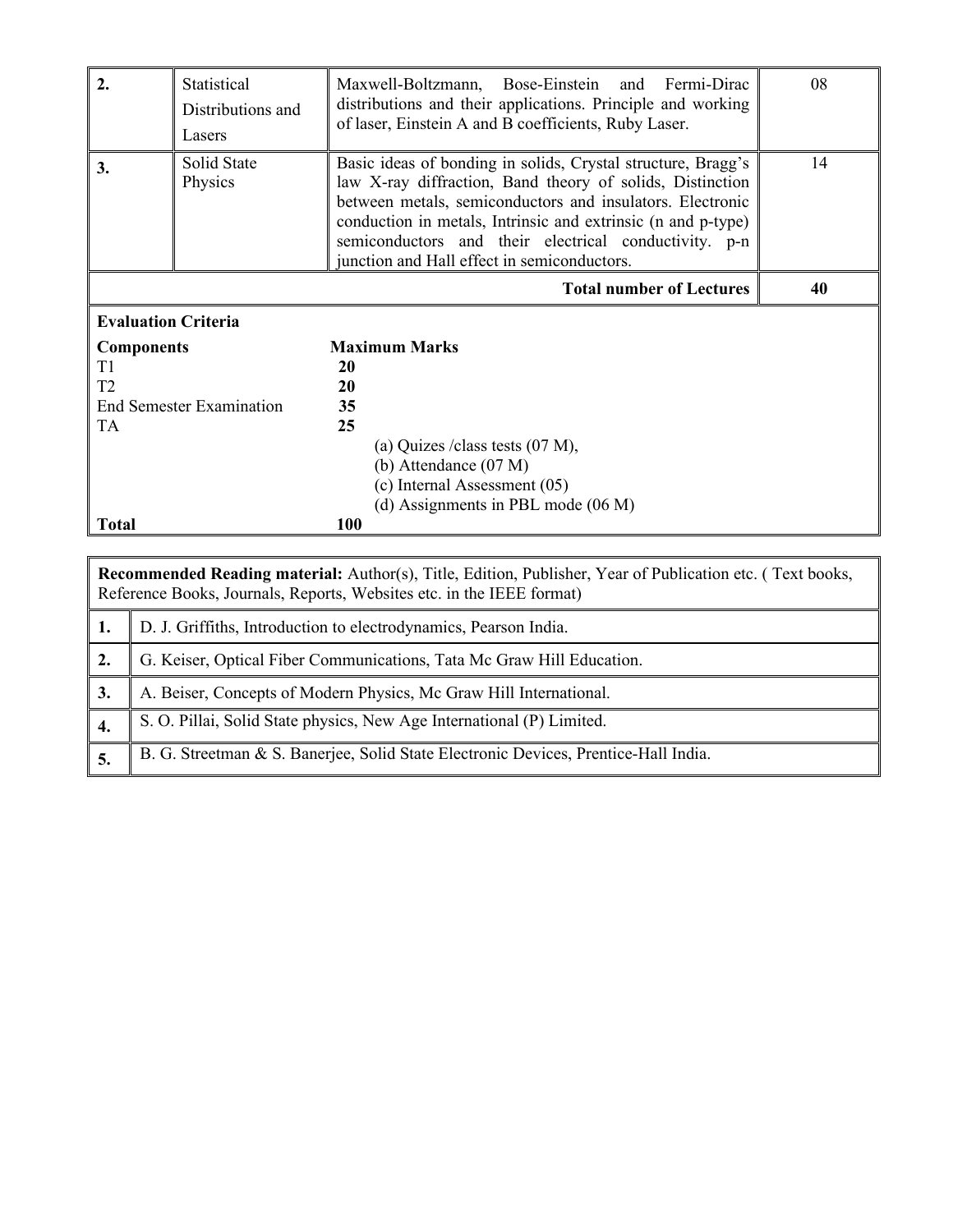| | | | |
|---|---|---|---|
| **2.** | Statistical Distributions and Lasers | Maxwell-Boltzmann, Bose-Einstein and Fermi-Dirac distributions and their applications. Principle and working of laser, Einstein A and B coefficients, Ruby Laser. | 08 |
| **3.** | Solid State Physics | Basic ideas of bonding in solids, Crystal structure, Bragg's law X-ray diffraction, Band theory of solids, Distinction between metals, semiconductors and insulators. Electronic conduction in metals, Intrinsic and extrinsic (n and p-type) semiconductors and their electrical conductivity. p-n junction and Hall effect in semiconductors. | 14 |
| | | **Total number of Lectures** | **40** |

**Evaluation Criteria**

| **Components** | **Maximum Marks** |
|---|---|
| T1 | **20** |
| T2 | **20** |
| End Semester Examination | **35** |
| TA | **25** |
| | (a) Quizes /class tests (07 M), |
| | (b) Attendance (07 M) |
| | (c) Internal Assessment (05) |
| | (d) Assignments in PBL mode (06 M) |
| **Total** | **100** |

| **Recommended Reading material:** Author(s), Title, Edition, Publisher, Year of Publication etc. ( Text books, Reference Books, Journals, Reports, Websites etc. in the IEEE format) | |
|---|---|
| **1.** | D. J. Griffiths, Introduction to electrodynamics, Pearson India. |
| **2.** | G. Keiser, Optical Fiber Communications, Tata Mc Graw Hill Education. |
| **3.** | A. Beiser, Concepts of Modern Physics, Mc Graw Hill International. |
| **4.** | S. O. Pillai, Solid State physics, New Age International (P) Limited. |
| **5.** | B. G. Streetman & S. Banerjee, Solid State Electronic Devices, Prentice-Hall India. |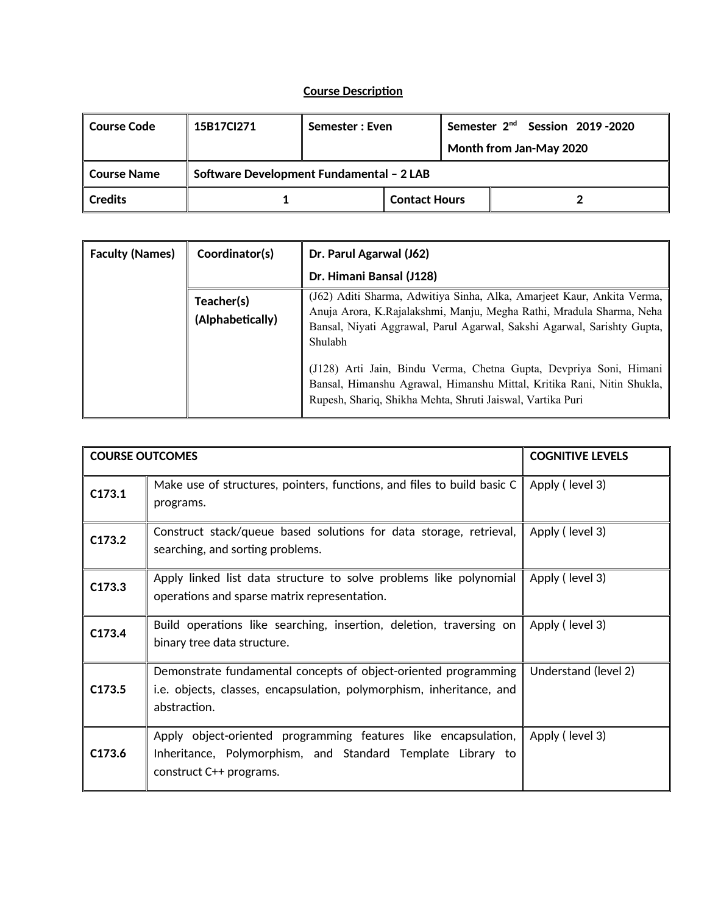**Course Description**

| Course Code | 15B17CI271 | Semester : Even | Semester 2nd Session 2019 -2020<br>Month from Jan-May 2020 |
|---|---|---|---|
| Course Name | Software Development Fundamental – 2 LAB | | |
| Credits | 1 | Contact Hours | 2 |

| Faculty (Names) | Coordinator(s) | Dr. Parul Agarwal (J62)<br>Dr. Himani Bansal (J128) |
|---|---|---|
| | Teacher(s) (Alphabetically) | (J62) Aditi Sharma, Adwitiya Sinha, Alka, Amarjeet Kaur, Ankita Verma, Anuja Arora, K.Rajalakshmi, Manju, Megha Rathi, Mradula Sharma, Neha Bansal, Niyati Aggrawal, Parul Agarwal, Sakshi Agarwal, Sarishty Gupta, Shulabh<br><br>(J128) Arti Jain, Bindu Verma, Chetna Gupta, Devpriya Soni, Himani Bansal, Himanshu Agrawal, Himanshu Mittal, Kritika Rani, Nitin Shukla, Rupesh, Shariq, Shikha Mehta, Shruti Jaiswal, Vartika Puri |

| COURSE OUTCOMES | | COGNITIVE LEVELS |
|---|---|---|
| C173.1 | Make use of structures, pointers, functions, and files to build basic C programs. | Apply ( level 3) |
| C173.2 | Construct stack/queue based solutions for data storage, retrieval, searching, and sorting problems. | Apply ( level 3) |
| C173.3 | Apply linked list data structure to solve problems like polynomial operations and sparse matrix representation. | Apply ( level 3) |
| C173.4 | Build operations like searching, insertion, deletion, traversing on binary tree data structure. | Apply ( level 3) |
| C173.5 | Demonstrate fundamental concepts of object-oriented programming i.e. objects, classes, encapsulation, polymorphism, inheritance, and abstraction. | Understand (level 2) |
| C173.6 | Apply object-oriented programming features like encapsulation, Inheritance, Polymorphism, and Standard Template Library to construct C++ programs. | Apply ( level 3) |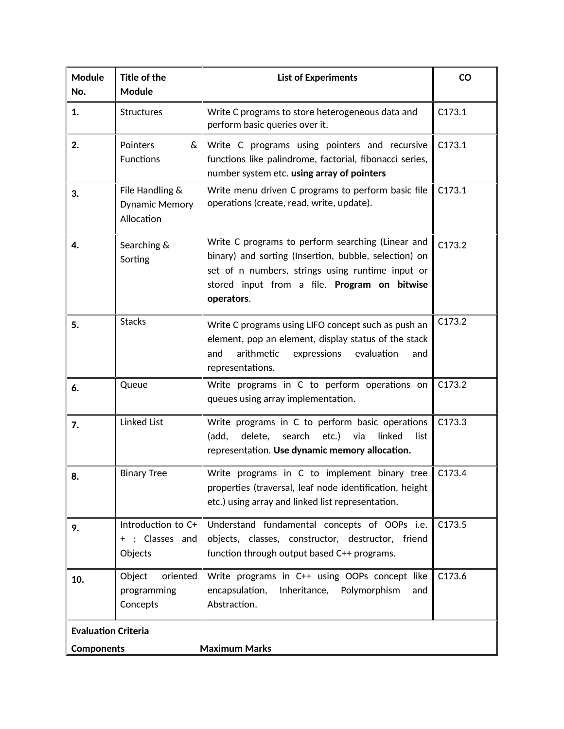| Module No. | Title of the Module | List of Experiments | CO |
|---|---|---|---|
| **1.** | Structures | Write C programs to store heterogeneous data and perform basic queries over it. | C173.1 |
| **2.** | Pointers & Functions | Write C programs using pointers and recursive functions like palindrome, factorial, fibonacci series, number system etc. **using array of pointers** | C173.1 |
| **3.** | File Handling & Dynamic Memory Allocation | Write menu driven C programs to perform basic file operations (create, read, write, update). | C173.1 |
| **4.** | Searching & Sorting | Write C programs to perform searching (Linear and binary) and sorting (Insertion, bubble, selection) on set of n numbers, strings using runtime input or stored input from a file. **Program on bitwise operators**. | C173.2 |
| **5.** | Stacks | Write C programs using LIFO concept such as push an element, pop an element, display status of the stack and arithmetic expressions evaluation and representations. | C173.2 |
| **6.** | Queue | Write programs in C to perform operations on queues using array implementation. | C173.2 |
| **7.** | Linked List | Write programs in C to perform basic operations (add, delete, search etc.) via linked list representation. **Use dynamic memory allocation.** | C173.3 |
| **8.** | Binary Tree | Write programs in C to implement binary tree properties (traversal, leaf node identification, height etc.) using array and linked list representation. | C173.4 |
| **9.** | Introduction to C++ : Classes and Objects | Understand fundamental concepts of OOPs i.e. objects, classes, constructor, destructor, friend function through output based C++ programs. | C173.5 |
| **10.** | Object oriented programming Concepts | Write programs in C++ using OOPs concept like encapsulation, Inheritance, Polymorphism and Abstraction. | C173.6 |

**Evaluation Criteria**

| **Components** | **Maximum Marks** |
|---|---|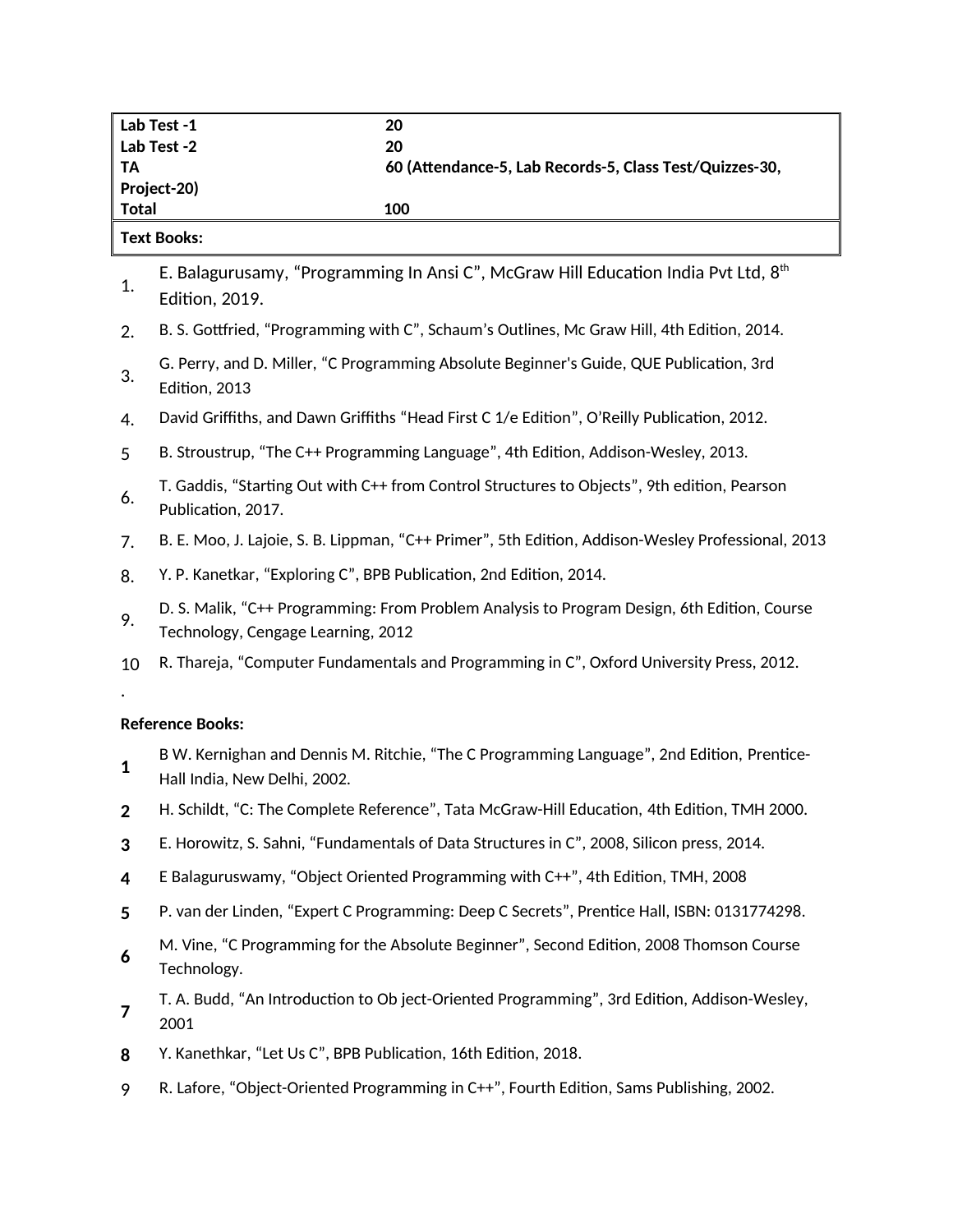| **Lab Test -1** | **20** |
|---|---|
| **Lab Test -2** | **20** |
| **TA** | **60 (Attendance-5, Lab Records-5, Class Test/Quizzes-30, Project-20)** |
| **Total** | **100** |

**Text Books:**

1. E. Balagurusamy, "Programming In Ansi C", McGraw Hill Education India Pvt Ltd, 8th Edition, 2019.
2. B. S. Gottfried, "Programming with C", Schaum's Outlines, Mc Graw Hill, 4th Edition, 2014.
3. G. Perry, and D. Miller, "C Programming Absolute Beginner's Guide, QUE Publication, 3rd Edition, 2013
4. David Griffiths, and Dawn Griffiths "Head First C 1/e Edition", O'Reilly Publication, 2012.
5. B. Stroustrup, "The C++ Programming Language", 4th Edition, Addison-Wesley, 2013.
6. T. Gaddis, "Starting Out with C++ from Control Structures to Objects", 9th edition, Pearson Publication, 2017.
7. B. E. Moo, J. Lajoie, S. B. Lippman, "C++ Primer", 5th Edition, Addison-Wesley Professional, 2013
8. Y. P. Kanetkar, "Exploring C", BPB Publication, 2nd Edition, 2014.
9. D. S. Malik, "C++ Programming: From Problem Analysis to Program Design, 6th Edition, Course Technology, Cengage Learning, 2012
10. R. Thareja, "Computer Fundamentals and Programming in C", Oxford University Press, 2012.

**Reference Books:**

1. B W. Kernighan and Dennis M. Ritchie, "The C Programming Language", 2nd Edition, Prentice-Hall India, New Delhi, 2002.
2. H. Schildt, "C: The Complete Reference", Tata McGraw-Hill Education, 4th Edition, TMH 2000.
3. E. Horowitz, S. Sahni, "Fundamentals of Data Structures in C", 2008, Silicon press, 2014.
4. E Balaguruswamy, "Object Oriented Programming with C++", 4th Edition, TMH, 2008
5. P. van der Linden, "Expert C Programming: Deep C Secrets", Prentice Hall, ISBN: 0131774298.
6. M. Vine, "C Programming for the Absolute Beginner", Second Edition, 2008 Thomson Course Technology.
7. T. A. Budd, "An Introduction to Ob ject-Oriented Programming", 3rd Edition, Addison-Wesley, 2001
8. Y. Kanethkar, "Let Us C", BPB Publication, 16th Edition, 2018.
9. R. Lafore, "Object-Oriented Programming in C++", Fourth Edition, Sams Publishing, 2002.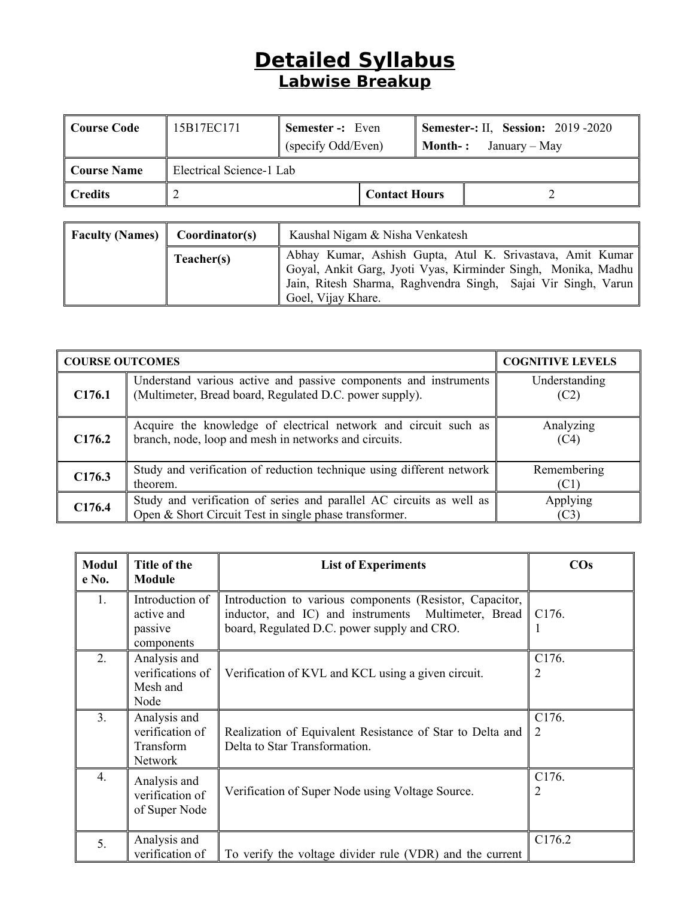# Detailed Syllabus

## Labwise Breakup

| Course Code | 15B17EC171 | Semester -: Even (specify Odd/Even) | Semester-: II, Session: 2019 -2020 Month-: January – May |
|---|---|---|---|
| Course Name | Electrical Science-1 Lab | | |
| Credits | 2 | Contact Hours | 2 |

| Faculty (Names) | Coordinator(s) | Kaushal Nigam & Nisha Venkatesh |
|---|---|---|
| | Teacher(s) | Abhay Kumar, Ashish Gupta, Atul K. Srivastava, Amit Kumar Goyal, Ankit Garg, Jyoti Vyas, Kirminder Singh, Monika, Madhu Jain, Ritesh Sharma, Raghvendra Singh, Sajai Vir Singh, Varun Goel, Vijay Khare. |

| COURSE OUTCOMES | | COGNITIVE LEVELS |
|---|---|---|
| C176.1 | Understand various active and passive components and instruments (Multimeter, Bread board, Regulated D.C. power supply). | Understanding (C2) |
| C176.2 | Acquire the knowledge of electrical network and circuit such as branch, node, loop and mesh in networks and circuits. | Analyzing (C4) |
| C176.3 | Study and verification of reduction technique using different network theorem. | Remembering (C1) |
| C176.4 | Study and verification of series and parallel AC circuits as well as Open & Short Circuit Test in single phase transformer. | Applying (C3) |

| Module No. | Title of the Module | List of Experiments | COs |
|---|---|---|---|
| 1. | Introduction of active and passive components | Introduction to various components (Resistor, Capacitor, inductor, and IC) and instruments Multimeter, Bread board, Regulated D.C. power supply and CRO. | C176.1 |
| 2. | Analysis and verifications of Mesh and Node | Verification of KVL and KCL using a given circuit. | C176.2 |
| 3. | Analysis and verification of Transform Network | Realization of Equivalent Resistance of Star to Delta and Delta to Star Transformation. | C176.2 |
| 4. | Analysis and verification of of Super Node | Verification of Super Node using Voltage Source. | C176.2 |
| 5. | Analysis and verification of | To verify the voltage divider rule (VDR) and the current | C176.2 |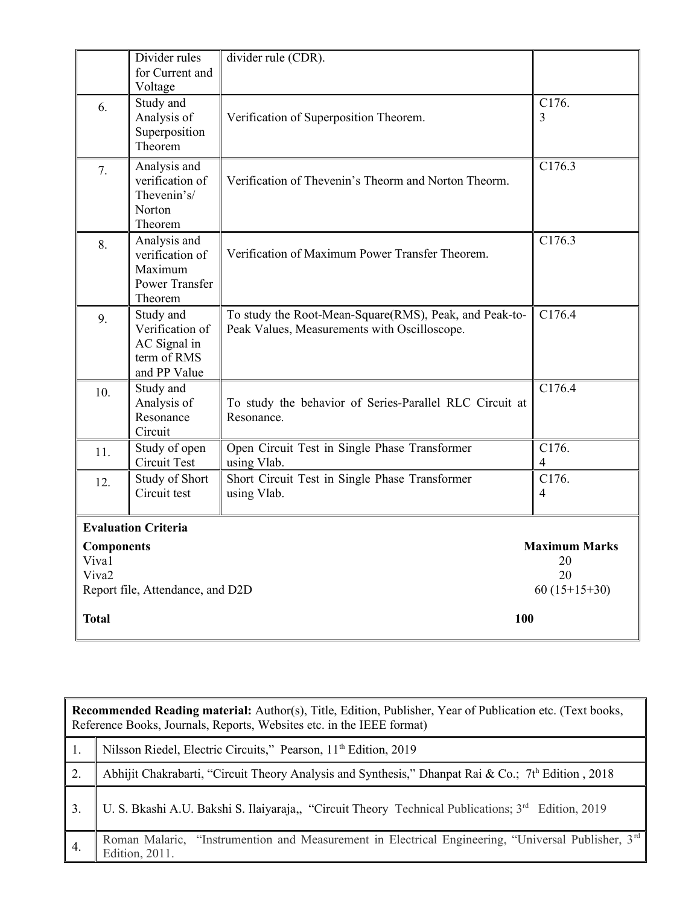|  | Divider rules for Current and Voltage | divider rule (CDR). |  |
|---|---|---|---|
| 6. | Study and Analysis of Superposition Theorem | Verification of Superposition Theorem. | C176. 3 |
| 7. | Analysis and verification of Thevenin's/ Norton Theorem | Verification of Thevenin's Theorm and Norton Theorm. | C176.3 |
| 8. | Analysis and verification of Maximum Power Transfer Theorem | Verification of Maximum Power Transfer Theorem. | C176.3 |
| 9. | Study and Verification of AC Signal in term of RMS and PP Value | To study the Root-Mean-Square(RMS), Peak, and Peak-to-Peak Values, Measurements with Oscilloscope. | C176.4 |
| 10. | Study and Analysis of Resonance Circuit | To study the behavior of Series-Parallel RLC Circuit at Resonance. | C176.4 |
| 11. | Study of open Circuit Test | Open Circuit Test in Single Phase Transformer using Vlab. | C176. 4 |
| 12. | Study of Short Circuit test | Short Circuit Test in Single Phase Transformer using Vlab. | C176. 4 |

**Evaluation Criteria**

| **Components** | **Maximum Marks** |
|---|---|
| Viva1 | 20 |
| Viva2 | 20 |
| Report file, Attendance, and D2D | 60 (15+15+30) |
| **Total** | **100** |

| **Recommended Reading material:** Author(s), Title, Edition, Publisher, Year of Publication etc. (Text books, Reference Books, Journals, Reports, Websites etc. in the IEEE format) | |
|---|---|
| 1. | Nilsson Riedel, Electric Circuits," Pearson, 11th Edition, 2019 |
| 2. | Abhijit Chakrabarti, "Circuit Theory Analysis and Synthesis," Dhanpat Rai & Co.; 7th Edition , 2018 |
| 3. | U. S. Bkashi A.U. Bakshi S. Ilaiyaraja,, "Circuit Theory Technical Publications; 3rd Edition, 2019 |
| 4. | Roman Malaric, "Instrumention and Measurement in Electrical Engineering, "Universal Publisher, 3rd Edition, 2011. |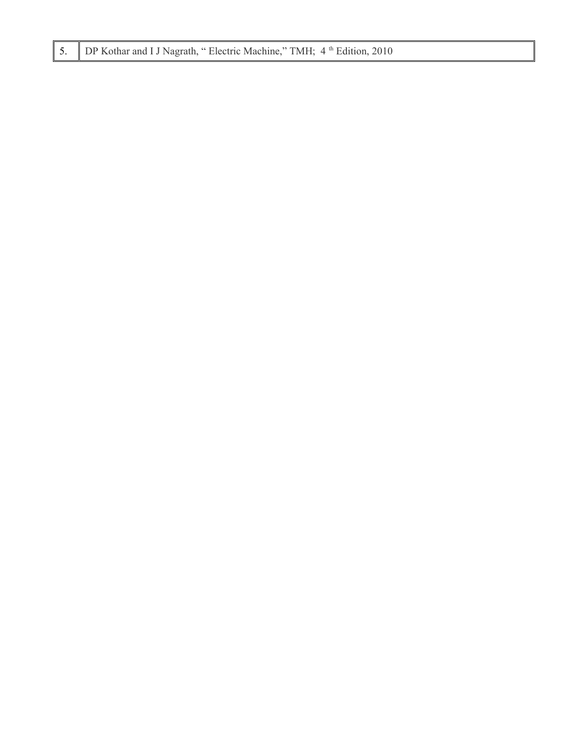| 5. | DP Kothar and I J Nagrath, " Electric Machine," TMH; 4 th Edition, 2010 |
|---|---|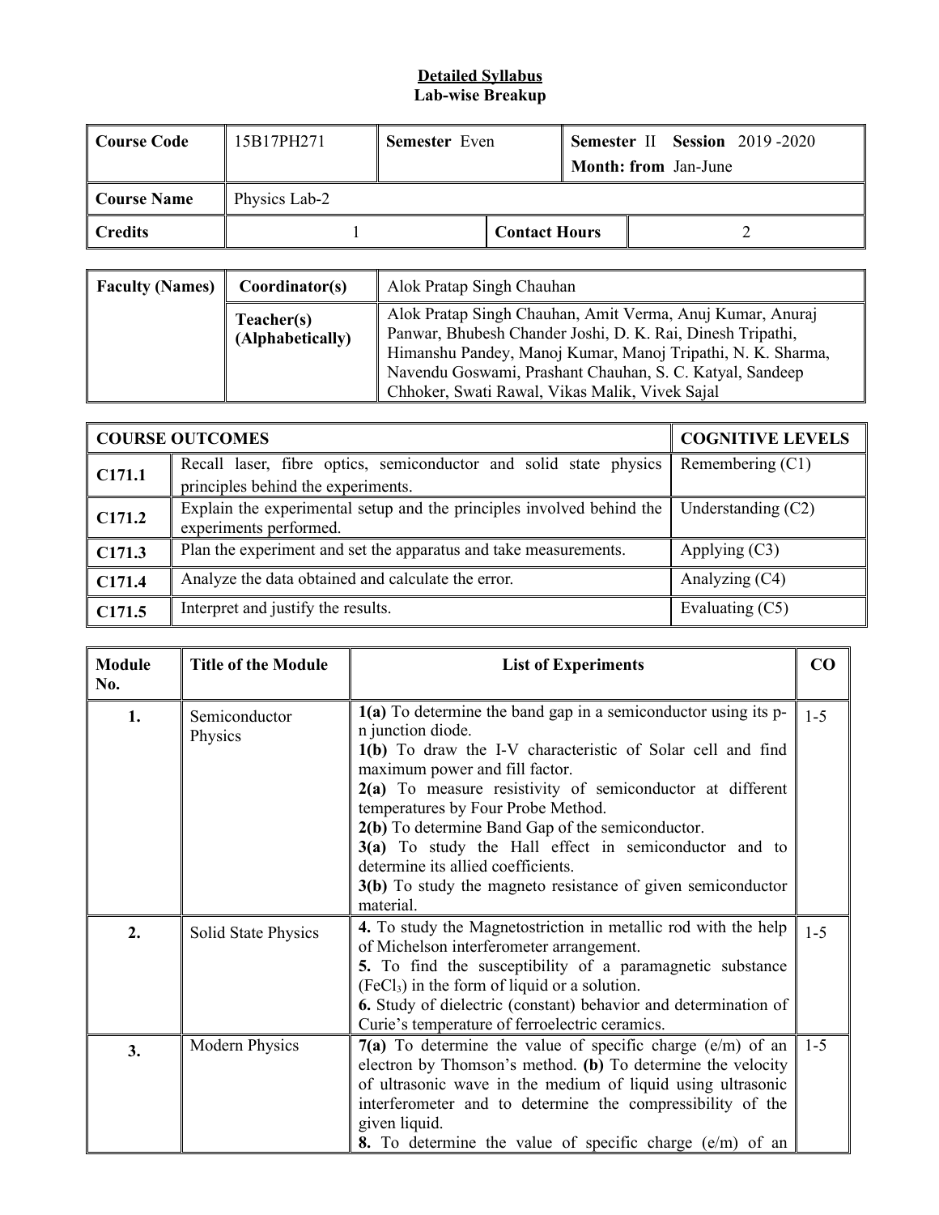**Detailed Syllabus**
**Lab-wise Breakup**

| Course Code | 15B17PH271 | Semester Even | Semester II Session 2019 -2020 Month: from Jan-June |
|---|---|---|---|
| Course Name | Physics Lab-2 | | |
| Credits | 1 | Contact Hours | 2 |

| Faculty (Names) | Coordinator(s) | Alok Pratap Singh Chauhan |
|---|---|---|
| | Teacher(s) (Alphabetically) | Alok Pratap Singh Chauhan, Amit Verma, Anuj Kumar, Anuraj Panwar, Bhubesh Chander Joshi, D. K. Rai, Dinesh Tripathi, Himanshu Pandey, Manoj Kumar, Manoj Tripathi, N. K. Sharma, Navendu Goswami, Prashant Chauhan, S. C. Katyal, Sandeep Chhoker, Swati Rawal, Vikas Malik, Vivek Sajal |

| COURSE OUTCOMES | | COGNITIVE LEVELS |
|---|---|---|
| C171.1 | Recall laser, fibre optics, semiconductor and solid state physics principles behind the experiments. | Remembering (C1) |
| C171.2 | Explain the experimental setup and the principles involved behind the experiments performed. | Understanding (C2) |
| C171.3 | Plan the experiment and set the apparatus and take measurements. | Applying (C3) |
| C171.4 | Analyze the data obtained and calculate the error. | Analyzing (C4) |
| C171.5 | Interpret and justify the results. | Evaluating (C5) |

| Module No. | Title of the Module | List of Experiments | CO |
|---|---|---|---|
| 1. | Semiconductor Physics | **1(a)** To determine the band gap in a semiconductor using its p-n junction diode. **1(b)** To draw the I-V characteristic of Solar cell and find maximum power and fill factor. **2(a)** To measure resistivity of semiconductor at different temperatures by Four Probe Method. **2(b)** To determine Band Gap of the semiconductor. **3(a)** To study the Hall effect in semiconductor and to determine its allied coefficients. **3(b)** To study the magneto resistance of given semiconductor material. | 1-5 |
| 2. | Solid State Physics | **4.** To study the Magnetostriction in metallic rod with the help of Michelson interferometer arrangement. **5.** To find the susceptibility of a paramagnetic substance ($FeCl_3$) in the form of liquid or a solution. **6.** Study of dielectric (constant) behavior and determination of Curie's temperature of ferroelectric ceramics. | 1-5 |
| 3. | Modern Physics | **7(a)** To determine the value of specific charge (e/m) of an electron by Thomson's method. **(b)** To determine the velocity of ultrasonic wave in the medium of liquid using ultrasonic interferometer and to determine the compressibility of the given liquid. **8.** To determine the value of specific charge (e/m) of an | 1-5 |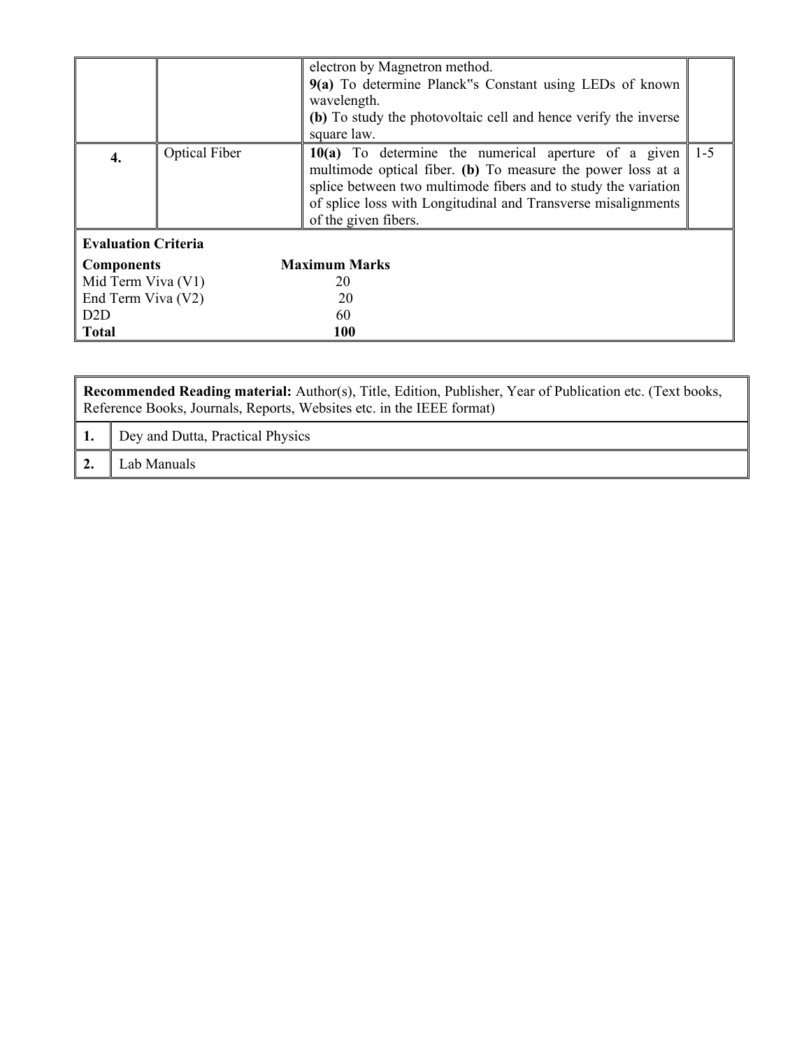|  |  |  |  |
|---|---|---|---|
|  |  | electron by Magnetron method.<br>**9(a)** To determine Planck‟s Constant using LEDs of known wavelength.<br>**(b)** To study the photovoltaic cell and hence verify the inverse square law. |  |
| **4.** | Optical Fiber | **10(a)** To determine the numerical aperture of a given multimode optical fiber. **(b)** To measure the power loss at a splice between two multimode fibers and to study the variation of splice loss with Longitudinal and Transverse misalignments of the given fibers. | 1-5 |

**Evaluation Criteria**

| **Components** | **Maximum Marks** |
|---|---|
| Mid Term Viva (V1) | 20 |
| End Term Viva (V2) | 20 |
| D2D | 60 |
| **Total** | **100** |

| **Recommended Reading material:** Author(s), Title, Edition, Publisher, Year of Publication etc. (Text books, Reference Books, Journals, Reports, Websites etc. in the IEEE format) |  |
|---|---|
| **1.** | Dey and Dutta, Practical Physics |
| **2.** | Lab Manuals |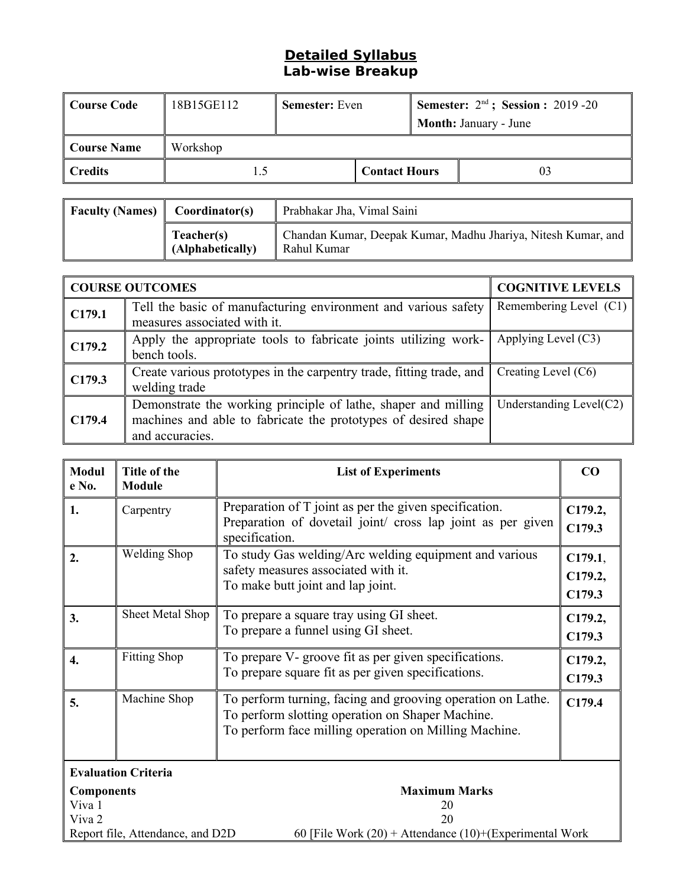# Detailed Syllabus
## Lab-wise Breakup

| Course Code | 18B15GE112 | Semester: Even | Semester: 2nd ; Session : 2019 -20 Month: January - June |
|---|---|---|---|
| Course Name | Workshop | | |
| Credits | 1.5 | Contact Hours | 03 |

| Faculty (Names) | Coordinator(s) | Prabhakar Jha, Vimal Saini |
|---|---|---|
| | Teacher(s) (Alphabetically) | Chandan Kumar, Deepak Kumar, Madhu Jhariya, Nitesh Kumar, and Rahul Kumar |

| COURSE OUTCOMES | | COGNITIVE LEVELS |
|---|---|---|
| C179.1 | Tell the basic of manufacturing environment and various safety measures associated with it. | Remembering Level (C1) |
| C179.2 | Apply the appropriate tools to fabricate joints utilizing work-bench tools. | Applying Level (C3) |
| C179.3 | Create various prototypes in the carpentry trade, fitting trade, and welding trade | Creating Level (C6) |
| C179.4 | Demonstrate the working principle of lathe, shaper and milling machines and able to fabricate the prototypes of desired shape and accuracies. | Understanding Level(C2) |

| Module No. | Title of the Module | List of Experiments | CO |
|---|---|---|---|
| 1. | Carpentry | Preparation of T joint as per the given specification. Preparation of dovetail joint/ cross lap joint as per given specification. | C179.2, C179.3 |
| 2. | Welding Shop | To study Gas welding/Arc welding equipment and various safety measures associated with it. To make butt joint and lap joint. | C179.1, C179.2, C179.3 |
| 3. | Sheet Metal Shop | To prepare a square tray using GI sheet. To prepare a funnel using GI sheet. | C179.2, C179.3 |
| 4. | Fitting Shop | To prepare V- groove fit as per given specifications. To prepare square fit as per given specifications. | C179.2, C179.3 |
| 5. | Machine Shop | To perform turning, facing and grooving operation on Lathe. To perform slotting operation on Shaper Machine. To perform face milling operation on Milling Machine. | C179.4 |

**Evaluation Criteria**

| Components | Maximum Marks |
|---|---|
| Viva 1 | 20 |
| Viva 2 | 20 |
| Report file, Attendance, and D2D | 60 [File Work (20) + Attendance (10)+(Experimental Work |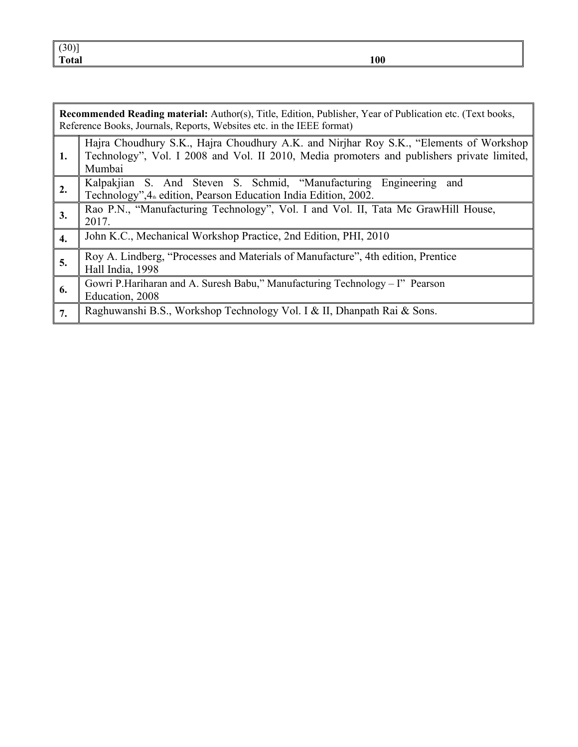| | |
|---|---|
| (30)] | |
| **Total** | **100** |

| | |
|---|---|
| **Recommended Reading material:** Author(s), Title, Edition, Publisher, Year of Publication etc. (Text books, Reference Books, Journals, Reports, Websites etc. in the IEEE format) | |
| **1.** | Hajra Choudhury S.K., Hajra Choudhury A.K. and Nirjhar Roy S.K., "Elements of Workshop Technology", Vol. I 2008 and Vol. II 2010, Media promoters and publishers private limited, Mumbai |
| **2.** | Kalpakjian S. And Steven S. Schmid, "Manufacturing Engineering and Technology",4th edition, Pearson Education India Edition, 2002. |
| **3.** | Rao P.N., "Manufacturing Technology", Vol. I and Vol. II, Tata Mc GrawHill House, 2017. |
| **4.** | John K.C., Mechanical Workshop Practice, 2nd Edition, PHI, 2010 |
| **5.** | Roy A. Lindberg, "Processes and Materials of Manufacture", 4th edition, Prentice Hall India, 1998 |
| **6.** | Gowri P.Hariharan and A. Suresh Babu," Manufacturing Technology – I" Pearson Education, 2008 |
| **7.** | Raghuwanshi B.S., Workshop Technology Vol. I & II, Dhanpath Rai & Sons. |